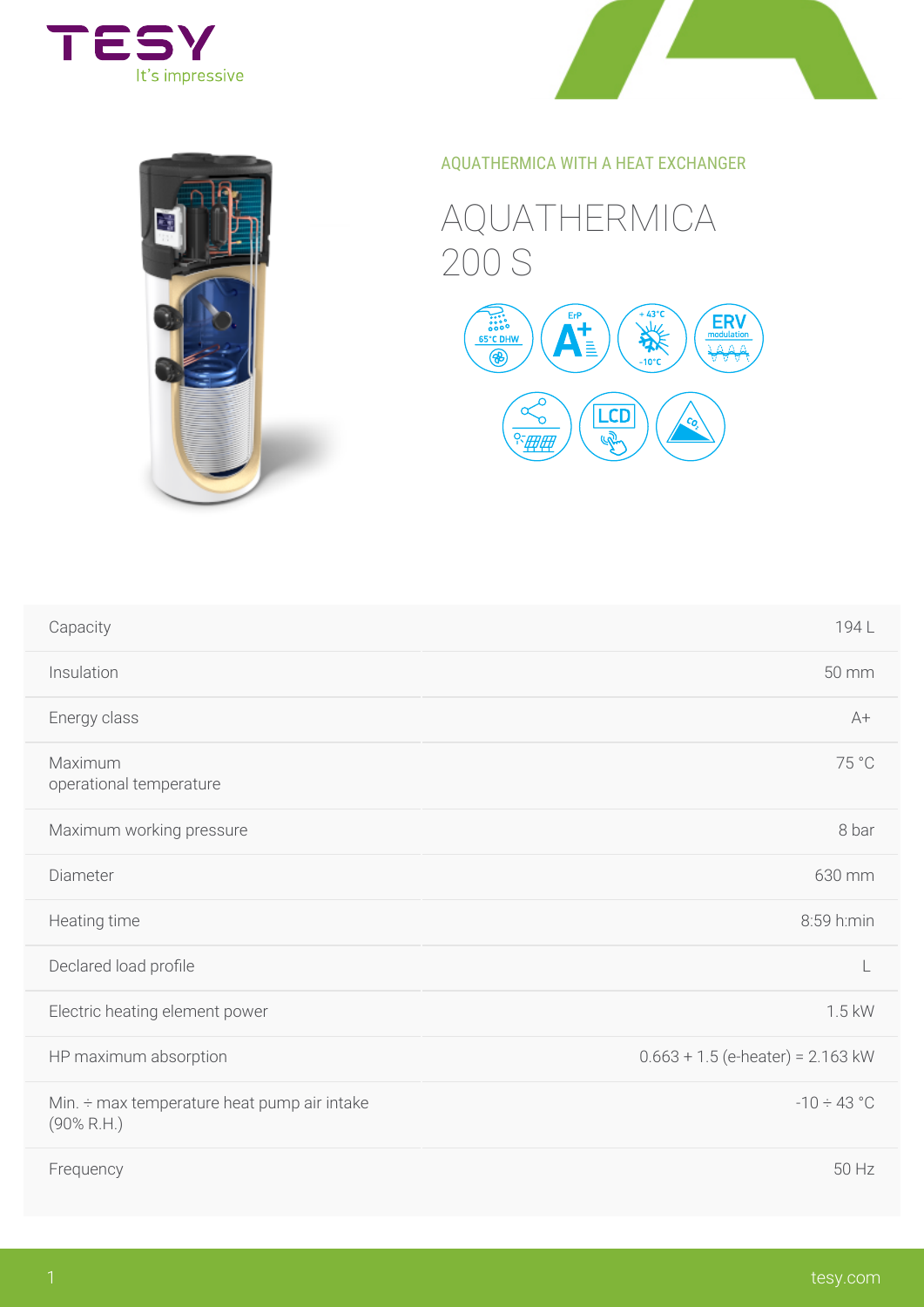TESY
It's impressive

AQUATHERMICA WITH A HEAT EXCHANGER

# AQUATHERMICA 200 S

| | |
|---|---|
| Capacity | 194 L |
| Insulation | 50 mm |
| Energy class | A+ |
| Maximum operational temperature | 75 °C |
| Maximum working pressure | 8 bar |
| Diameter | 630 mm |
| Heating time | 8:59 h:min |
| Declared load profile | L |
| Electric heating element power | 1.5 kW |
| HP maximum absorption | 0.663 + 1.5 (e-heater) = 2.163 kW |
| Min. ÷ max temperature heat pump air intake (90% R.H.) | -10 ÷ 43 °C |
| Frequency | 50 Hz |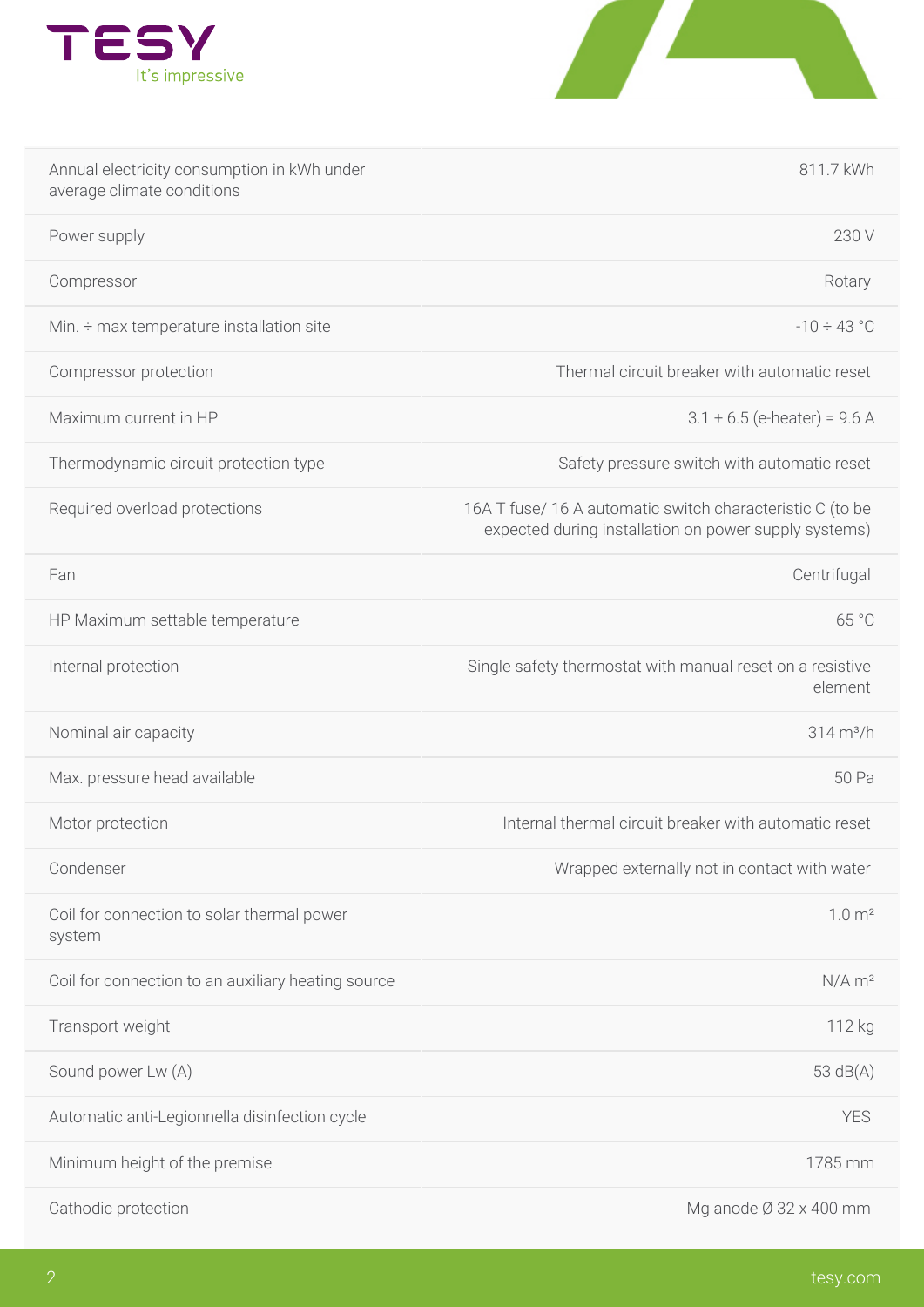| | |
|---|---|
| Annual electricity consumption in kWh under average climate conditions | 811.7 kWh |
| Power supply | 230 V |
| Compressor | Rotary |
| Min. ÷ max temperature installation site | -10 ÷ 43 °C |
| Compressor protection | Thermal circuit breaker with automatic reset |
| Maximum current in HP | 3.1 + 6.5 (e-heater) = 9.6 A |
| Thermodynamic circuit protection type | Safety pressure switch with automatic reset |
| Required overload protections | 16A T fuse/ 16 A automatic switch characteristic C (to be expected during installation on power supply systems) |
| Fan | Centrifugal |
| HP Maximum settable temperature | 65 °C |
| Internal protection | Single safety thermostat with manual reset on a resistive element |
| Nominal air capacity | 314 m³/h |
| Max. pressure head available | 50 Pa |
| Motor protection | Internal thermal circuit breaker with automatic reset |
| Condenser | Wrapped externally not in contact with water |
| Coil for connection to solar thermal power system | 1.0 m² |
| Coil for connection to an auxiliary heating source | N/A m² |
| Transport weight | 112 kg |
| Sound power Lw (A) | 53 dB(A) |
| Automatic anti-Legionnella disinfection cycle | YES |
| Minimum height of the premise | 1785 mm |
| Cathodic protection | Mg anode Ø 32 x 400 mm |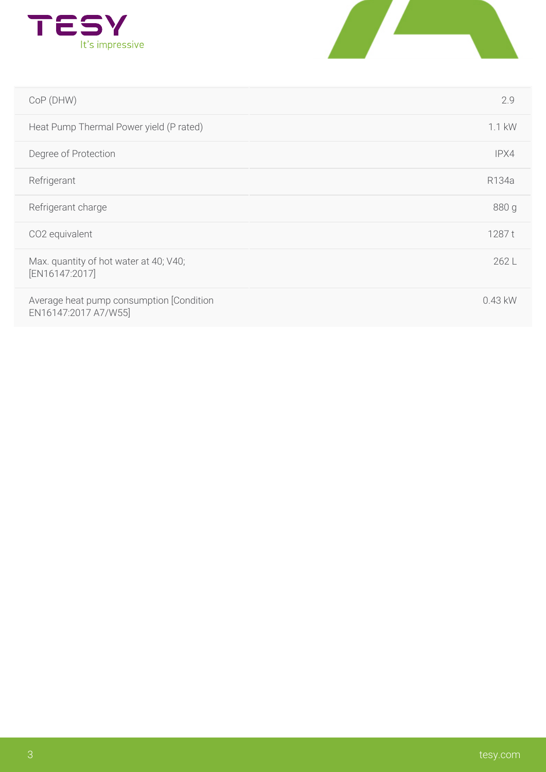| | |
|---|---|
| CoP (DHW) | 2.9 |
| Heat Pump Thermal Power yield (P rated) | 1.1 kW |
| Degree of Protection | IPX4 |
| Refrigerant | R134a |
| Refrigerant charge | 880 g |
| CO2 equivalent | 1287 t |
| Max. quantity of hot water at 40; V40; [EN16147:2017] | 262 L |
| Average heat pump consumption [Condition EN16147:2017 A7/W55] | 0.43 kW |